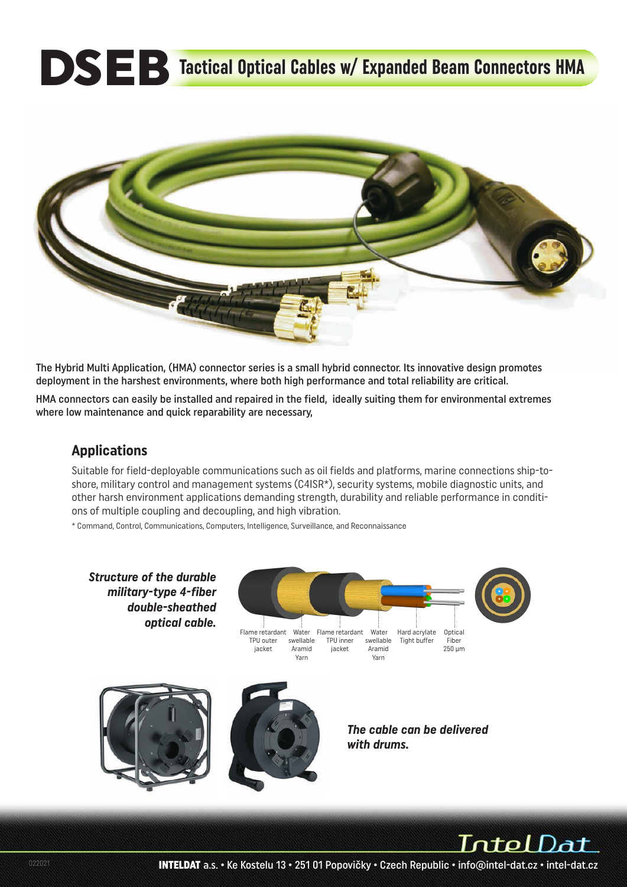# DSEB Tactical Optical Cables w/ Expanded Beam Connectors HMA

The Hybrid Multi Application, (HMA) connector series is a small hybrid connector. Its innovative design promotes deployment in the harshest environments, where both high performance and total reliability are critical.

HMA connectors can easily be installed and repaired in the field, ideally suiting them for environmental extremes where low maintenance and quick reparability are necessary,

## Applications

Suitable for field-deployable communications such as oil fields and platforms, marine connections ship-to-shore, military control and management systems (C4ISR*), security systems, mobile diagnostic units, and other harsh environment applications demanding strength, durability and reliable performance in conditions of multiple coupling and decoupling, and high vibration.

* Command, Control, Communications, Computers, Intelligence, Surveillance, and Reconnaissance

***Structure of the durable military-type 4-fiber double-sheathed optical cable.***

Flame retardant TPU outer jacket · Water swellable Aramid Yarn · Flame retardant TPU inner jacket · Water swellable Aramid Yarn · Hard acrylate Tight buffer · Optical Fiber 250 µm

***The cable can be delivered with drums.***

**INTELDAT** a.s. • Ke Kostelu 13 • 251 01 Popovičky • Czech Republic • info@intel-dat.cz • intel-dat.cz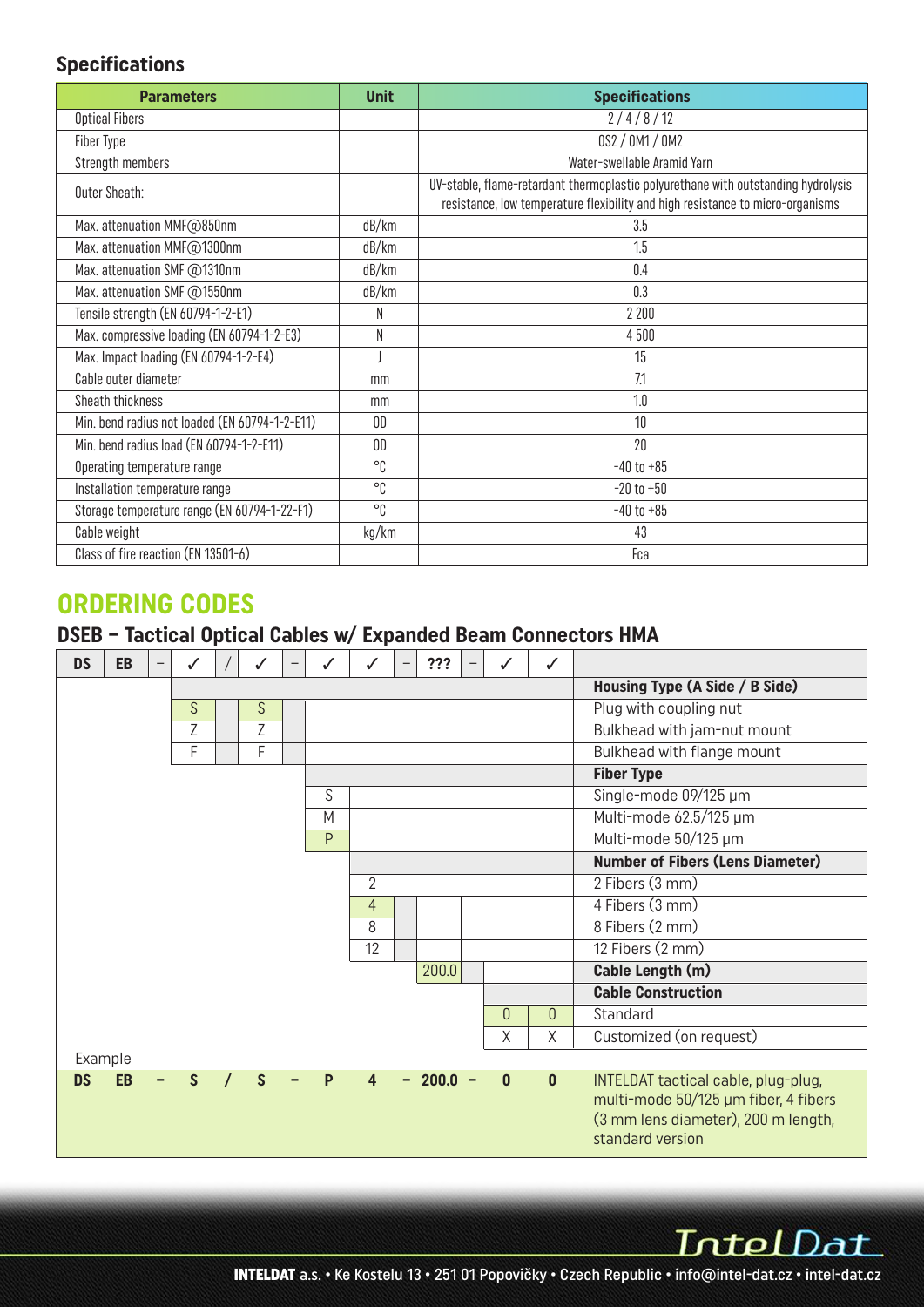## Specifications

| Parameters | Unit | Specifications |
|---|---|---|
| Optical Fibers | | 2 / 4 / 8 / 12 |
| Fiber Type | | OS2 / OM1 / OM2 |
| Strength members | | Water-swellable Aramid Yarn |
| Outer Sheath: | | UV-stable, flame-retardant thermoplastic polyurethane with outstanding hydrolysis resistance, low temperature flexibility and high resistance to micro-organisms |
| Max. attenuation MMF@850nm | dB/km | 3.5 |
| Max. attenuation MMF@1300nm | dB/km | 1.5 |
| Max. attenuation SMF @1310nm | dB/km | 0.4 |
| Max. attenuation SMF @1550nm | dB/km | 0.3 |
| Tensile strength (EN 60794-1-2-E1) | N | 2 200 |
| Max. compressive loading (EN 60794-1-2-E3) | N | 4 500 |
| Max. Impact loading (EN 60794-1-2-E4) | J | 15 |
| Cable outer diameter | mm | 7.1 |
| Sheath thickness | mm | 1.0 |
| Min. bend radius not loaded (EN 60794-1-2-E11) | OD | 10 |
| Min. bend radius load (EN 60794-1-2-E11) | OD | 20 |
| Operating temperature range | °C | -40 to +85 |
| Installation temperature range | °C | -20 to +50 |
| Storage temperature range (EN 60794-1-22-F1) | °C | -40 to +85 |
| Cable weight | kg/km | 43 |
| Class of fire reaction (EN 13501-6) | | Fca |

## ORDERING CODES

### DSEB – Tactical Optical Cables w/ Expanded Beam Connectors HMA

| DS | EB | – | ✓ | / | ✓ | – | ✓ | ✓ | – | ??? | – | ✓ | ✓ | |
|---|---|---|---|---|---|---|---|---|---|---|---|---|---|---|
| | | | | | | | | | | | | | | **Housing Type (A Side / B Side)** |
| | | | S | | S | | | | | | | | | Plug with coupling nut |
| | | | Z | | Z | | | | | | | | | Bulkhead with jam-nut mount |
| | | | F | | F | | | | | | | | | Bulkhead with flange mount |
| | | | | | | | | | | | | | | **Fiber Type** |
| | | | | | | | S | | | | | | | Single-mode 09/125 µm |
| | | | | | | | M | | | | | | | Multi-mode 62.5/125 µm |
| | | | | | | | P | | | | | | | Multi-mode 50/125 µm |
| | | | | | | | | | | | | | | **Number of Fibers (Lens Diameter)** |
| | | | | | | | | 2 | | | | | | 2 Fibers (3 mm) |
| | | | | | | | | 4 | | | | | | 4 Fibers (3 mm) |
| | | | | | | | | 8 | | | | | | 8 Fibers (2 mm) |
| | | | | | | | | 12 | | | | | | 12 Fibers (2 mm) |
| | | | | | | | | | | 200.0 | | | | **Cable Length (m)** |
| | | | | | | | | | | | | | | **Cable Construction** |
| | | | | | | | | | | | | 0 | 0 | Standard |
| | | | | | | | | | | | | X | X | Customized (on request) |
| Example | | | | | | | | | | | | | | |
| **DS** | **EB** | **–** | **S** | **/** | **S** | **–** | **P** | **4** | **–** | **200.0** | **–** | **0** | **0** | INTELDAT tactical cable, plug-plug, multi-mode 50/125 µm fiber, 4 fibers (3 mm lens diameter), 200 m length, standard version |

IntelDat

**INTELDAT** a.s. • Ke Kostelu 13 • 251 01 Popovičky • Czech Republic • info@intel-dat.cz • intel-dat.cz